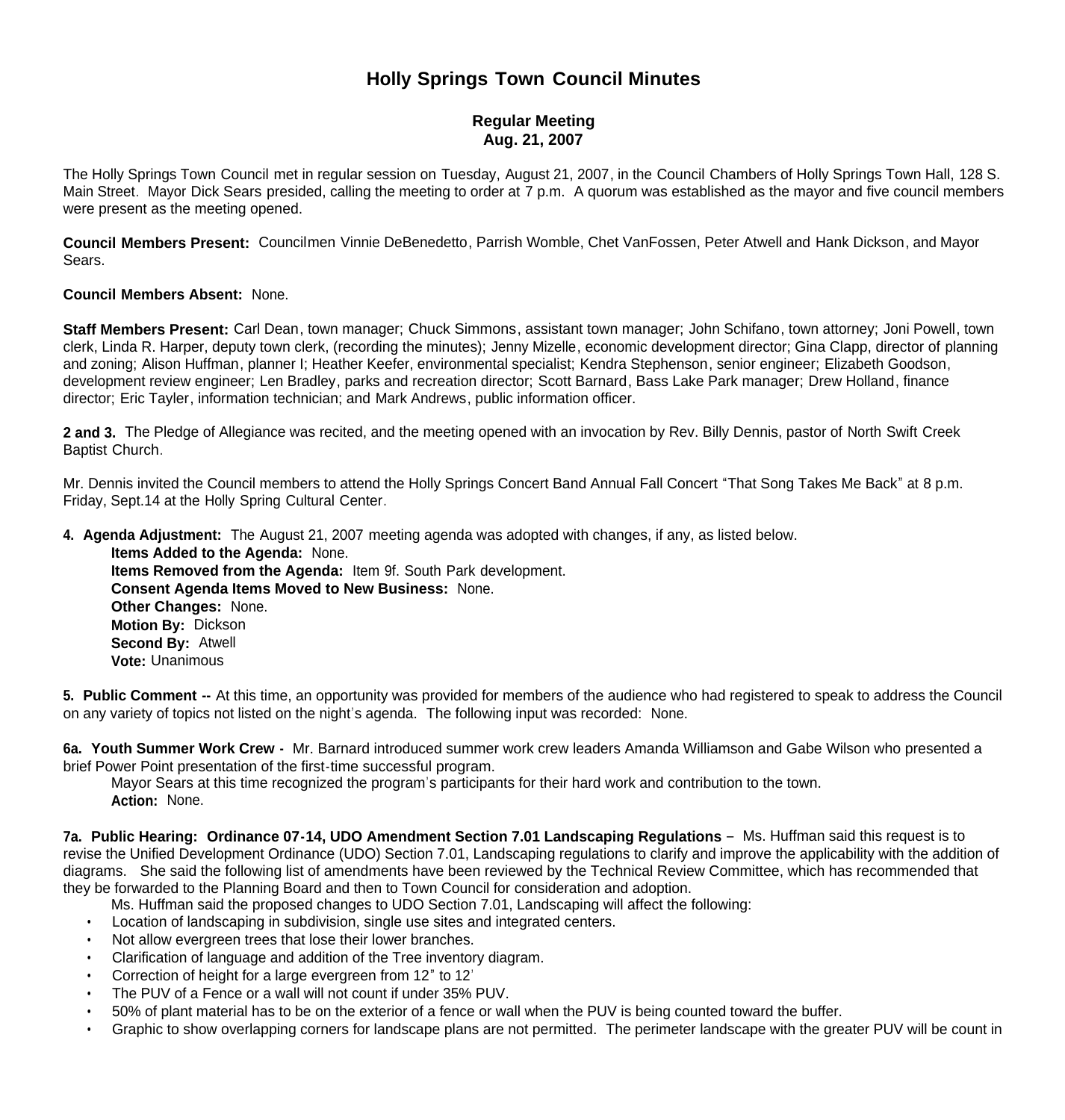# Holly Springs Town Council Minutes

## Regular Meeting
## Aug. 21, 2007

The Holly Springs Town Council met in regular session on Tuesday, August 21, 2007, in the Council Chambers of Holly Springs Town Hall, 128 S. Main Street. Mayor Dick Sears presided, calling the meeting to order at 7 p.m. A quorum was established as the mayor and five council members were present as the meeting opened.

**Council Members Present:** Councilmen Vinnie DeBenedetto, Parrish Womble, Chet VanFossen, Peter Atwell and Hank Dickson, and Mayor Sears.

**Council Members Absent:** None.

**Staff Members Present:** Carl Dean, town manager; Chuck Simmons, assistant town manager; John Schifano, town attorney; Joni Powell, town clerk, Linda R. Harper, deputy town clerk, (recording the minutes); Jenny Mizelle, economic development director; Gina Clapp, director of planning and zoning; Alison Huffman, planner I; Heather Keefer, environmental specialist; Kendra Stephenson, senior engineer; Elizabeth Goodson, development review engineer; Len Bradley, parks and recreation director; Scott Barnard, Bass Lake Park manager; Drew Holland, finance director; Eric Tayler, information technician; and Mark Andrews, public information officer.

**2 and 3.** The Pledge of Allegiance was recited, and the meeting opened with an invocation by Rev. Billy Dennis, pastor of North Swift Creek Baptist Church.

Mr. Dennis invited the Council members to attend the Holly Springs Concert Band Annual Fall Concert "That Song Takes Me Back" at 8 p.m. Friday, Sept.14 at the Holly Spring Cultural Center.

**4. Agenda Adjustment:** The August 21, 2007 meeting agenda was adopted with changes, if any, as listed below.

**Items Added to the Agenda:** None.
**Items Removed from the Agenda:** Item 9f. South Park development.
**Consent Agenda Items Moved to New Business:** None.
**Other Changes:** None.
**Motion By:** Dickson
**Second By:** Atwell
**Vote:** Unanimous

**5. Public Comment --** At this time, an opportunity was provided for members of the audience who had registered to speak to address the Council on any variety of topics not listed on the night's agenda. The following input was recorded: None.

**6a. Youth Summer Work Crew -** Mr. Barnard introduced summer work crew leaders Amanda Williamson and Gabe Wilson who presented a brief Power Point presentation of the first-time successful program.

Mayor Sears at this time recognized the program's participants for their hard work and contribution to the town.
**Action:** None.

**7a. Public Hearing: Ordinance 07-14, UDO Amendment Section 7.01 Landscaping Regulations** – Ms. Huffman said this request is to revise the Unified Development Ordinance (UDO) Section 7.01, Landscaping regulations to clarify and improve the applicability with the addition of diagrams. She said the following list of amendments have been reviewed by the Technical Review Committee, which has recommended that they be forwarded to the Planning Board and then to Town Council for consideration and adoption.

Ms. Huffman said the proposed changes to UDO Section 7.01, Landscaping will affect the following:

- Location of landscaping in subdivision, single use sites and integrated centers.
- Not allow evergreen trees that lose their lower branches.
- Clarification of language and addition of the Tree inventory diagram.
- Correction of height for a large evergreen from 12" to 12'
- The PUV of a Fence or a wall will not count if under 35% PUV.
- 50% of plant material has to be on the exterior of a fence or wall when the PUV is being counted toward the buffer.
- Graphic to show overlapping corners for landscape plans are not permitted. The perimeter landscape with the greater PUV will be count in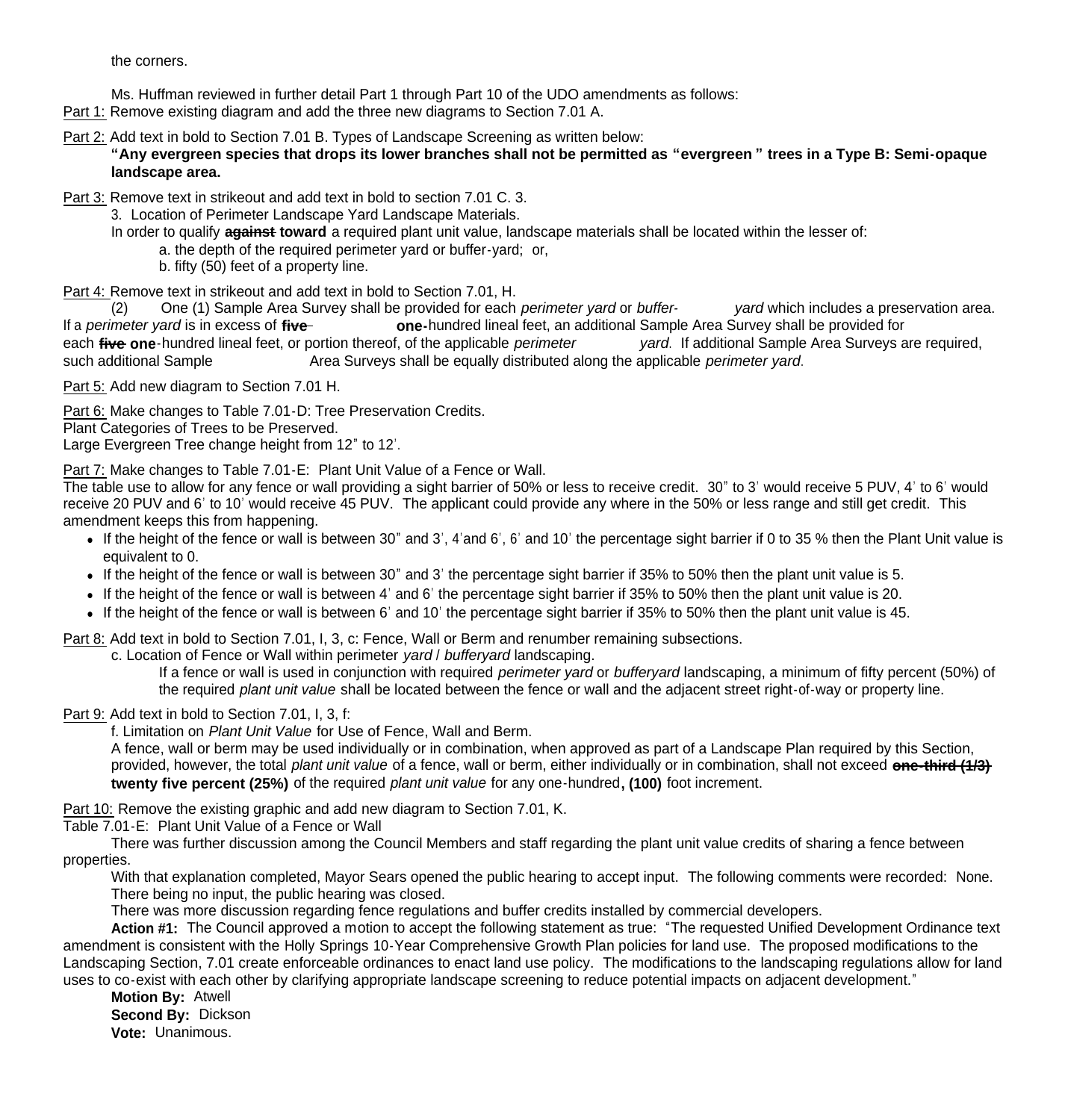the corners.

Ms. Huffman reviewed in further detail Part 1 through Part 10 of the UDO amendments as follows:

Part 1: Remove existing diagram and add the three new diagrams to Section 7.01 A.

Part 2: Add text in bold to Section 7.01 B. Types of Landscape Screening as written below:

**"Any evergreen species that drops its lower branches shall not be permitted as "evergreen" trees in a Type B: Semi-opaque landscape area.**

Part 3: Remove text in strikeout and add text in bold to section 7.01 C. 3.

3. Location of Perimeter Landscape Yard Landscape Materials.

In order to qualify ~~**against**~~ **toward** a required plant unit value, landscape materials shall be located within the lesser of:

a. the depth of the required perimeter yard or buffer-yard; or,

b. fifty (50) feet of a property line.

Part 4: Remove text in strikeout and add text in bold to Section 7.01, H.

(2) One (1) Sample Area Survey shall be provided for each *perimeter yard* or *buffer-yard* which includes a preservation area. If a *perimeter yard* is in excess of ~~**five**~~ **one-**hundred lineal feet, an additional Sample Area Survey shall be provided for each ~~**five**~~ **one**-hundred lineal feet, or portion thereof, of the applicable *perimeter yard.* If additional Sample Area Surveys are required, such additional Sample Area Surveys shall be equally distributed along the applicable *perimeter yard*.

Part 5: Add new diagram to Section 7.01 H.

Part 6: Make changes to Table 7.01-D: Tree Preservation Credits.

Plant Categories of Trees to be Preserved.

Large Evergreen Tree change height from 12" to 12'.

Part 7: Make changes to Table 7.01-E: Plant Unit Value of a Fence or Wall.

The table use to allow for any fence or wall providing a sight barrier of 50% or less to receive credit. 30" to 3' would receive 5 PUV, 4' to 6' would receive 20 PUV and 6' to 10' would receive 45 PUV. The applicant could provide any where in the 50% or less range and still get credit. This amendment keeps this from happening.

- If the height of the fence or wall is between 30" and 3', 4'and 6', 6' and 10' the percentage sight barrier if 0 to 35 % then the Plant Unit value is equivalent to 0.
- If the height of the fence or wall is between 30" and 3' the percentage sight barrier if 35% to 50% then the plant unit value is 5.
- If the height of the fence or wall is between 4' and 6' the percentage sight barrier if 35% to 50% then the plant unit value is 20.
- If the height of the fence or wall is between 6' and 10' the percentage sight barrier if 35% to 50% then the plant unit value is 45.

Part 8: Add text in bold to Section 7.01, I, 3, c: Fence, Wall or Berm and renumber remaining subsections.

c. Location of Fence or Wall within perimeter *yard* / *bufferyard* landscaping.

If a fence or wall is used in conjunction with required *perimeter yard* or *bufferyard* landscaping, a minimum of fifty percent (50%) of the required *plant unit value* shall be located between the fence or wall and the adjacent street right-of-way or property line.

Part 9: Add text in bold to Section 7.01, I, 3, f:

f. Limitation on *Plant Unit Value* for Use of Fence, Wall and Berm.

A fence, wall or berm may be used individually or in combination, when approved as part of a Landscape Plan required by this Section, provided, however, the total *plant unit value* of a fence, wall or berm, either individually or in combination, shall not exceed ~~**one-third (1/3)**~~ **twenty five percent (25%)** of the required *plant unit value* for any one-hundred**, (100)** foot increment.

Part 10: Remove the existing graphic and add new diagram to Section 7.01, K.

Table 7.01-E: Plant Unit Value of a Fence or Wall

There was further discussion among the Council Members and staff regarding the plant unit value credits of sharing a fence between properties.

With that explanation completed, Mayor Sears opened the public hearing to accept input. The following comments were recorded: None. There being no input, the public hearing was closed.

There was more discussion regarding fence regulations and buffer credits installed by commercial developers.

**Action #1:** The Council approved a motion to accept the following statement as true: "The requested Unified Development Ordinance text amendment is consistent with the Holly Springs 10-Year Comprehensive Growth Plan policies for land use. The proposed modifications to the Landscaping Section, 7.01 create enforceable ordinances to enact land use policy. The modifications to the landscaping regulations allow for land uses to co-exist with each other by clarifying appropriate landscape screening to reduce potential impacts on adjacent development."

**Motion By:** Atwell
**Second By:** Dickson
**Vote:** Unanimous.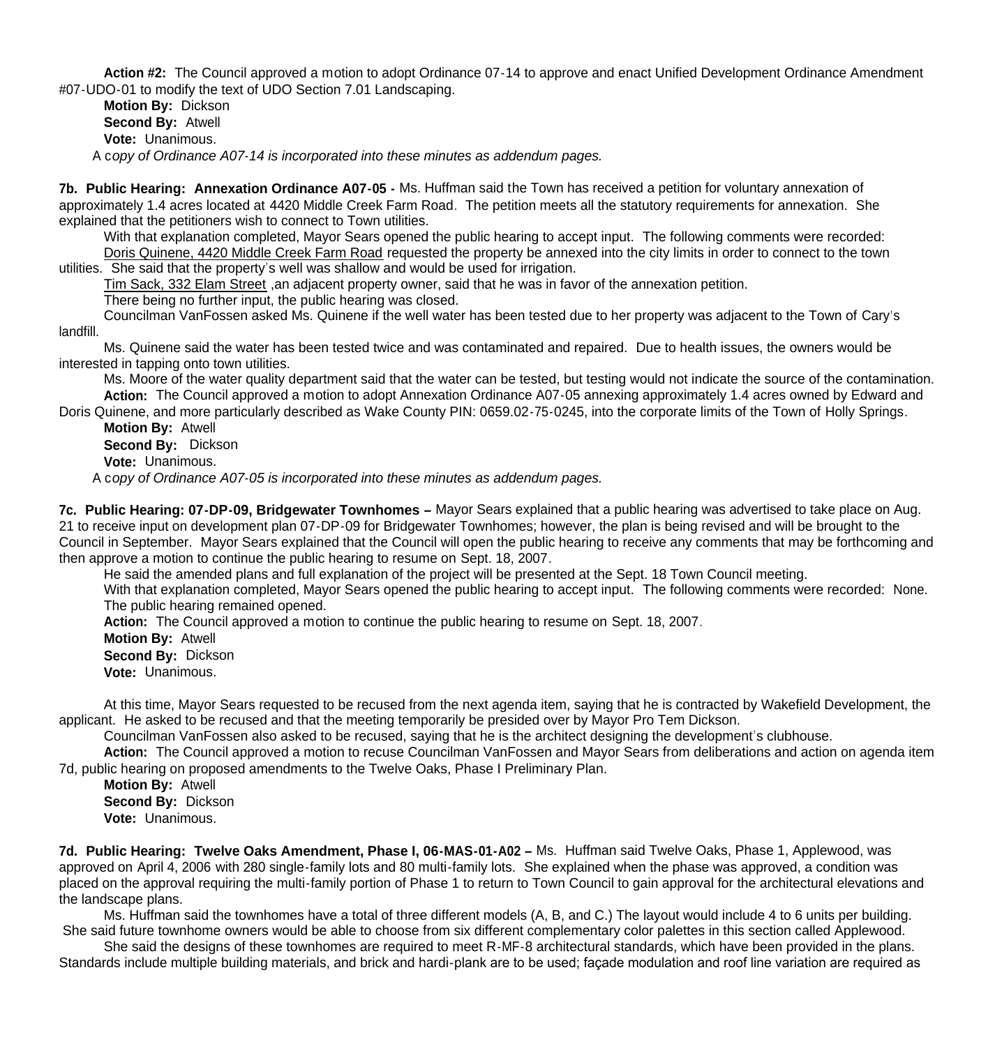**Action #2:** The Council approved a motion to adopt Ordinance 07-14 to approve and enact Unified Development Ordinance Amendment #07-UDO-01 to modify the text of UDO Section 7.01 Landscaping.

**Motion By:** Dickson
**Second By:** Atwell
**Vote:** Unanimous.

A c*opy of Ordinance A07-14 is incorporated into these minutes as addendum pages.*

**7b. Public Hearing: Annexation Ordinance A07-05 -** Ms. Huffman said the Town has received a petition for voluntary annexation of approximately 1.4 acres located at 4420 Middle Creek Farm Road. The petition meets all the statutory requirements for annexation. She explained that the petitioners wish to connect to Town utilities.

With that explanation completed, Mayor Sears opened the public hearing to accept input. The following comments were recorded:

Doris Quinene, 4420 Middle Creek Farm Road requested the property be annexed into the city limits in order to connect to the town utilities. She said that the property's well was shallow and would be used for irrigation.

Tim Sack, 332 Elam Street ,an adjacent property owner, said that he was in favor of the annexation petition.

There being no further input, the public hearing was closed.

Councilman VanFossen asked Ms. Quinene if the well water has been tested due to her property was adjacent to the Town of Cary's landfill.

Ms. Quinene said the water has been tested twice and was contaminated and repaired. Due to health issues, the owners would be interested in tapping onto town utilities.

Ms. Moore of the water quality department said that the water can be tested, but testing would not indicate the source of the contamination.

**Action:** The Council approved a motion to adopt Annexation Ordinance A07-05 annexing approximately 1.4 acres owned by Edward and Doris Quinene, and more particularly described as Wake County PIN: 0659.02-75-0245, into the corporate limits of the Town of Holly Springs.

**Motion By:** Atwell
**Second By:** Dickson
**Vote:** Unanimous.

A c*opy of Ordinance A07-05 is incorporated into these minutes as addendum pages.*

**7c. Public Hearing: 07-DP-09, Bridgewater Townhomes –** Mayor Sears explained that a public hearing was advertised to take place on Aug. 21 to receive input on development plan 07-DP-09 for Bridgewater Townhomes; however, the plan is being revised and will be brought to the Council in September. Mayor Sears explained that the Council will open the public hearing to receive any comments that may be forthcoming and then approve a motion to continue the public hearing to resume on Sept. 18, 2007.

He said the amended plans and full explanation of the project will be presented at the Sept. 18 Town Council meeting.

With that explanation completed, Mayor Sears opened the public hearing to accept input. The following comments were recorded: None. The public hearing remained opened.

**Action:** The Council approved a motion to continue the public hearing to resume on Sept. 18, 2007.

**Motion By:** Atwell
**Second By:** Dickson
**Vote:** Unanimous.

At this time, Mayor Sears requested to be recused from the next agenda item, saying that he is contracted by Wakefield Development, the applicant. He asked to be recused and that the meeting temporarily be presided over by Mayor Pro Tem Dickson.

Councilman VanFossen also asked to be recused, saying that he is the architect designing the development's clubhouse.

**Action:** The Council approved a motion to recuse Councilman VanFossen and Mayor Sears from deliberations and action on agenda item 7d, public hearing on proposed amendments to the Twelve Oaks, Phase I Preliminary Plan.

**Motion By:** Atwell
**Second By:** Dickson
**Vote:** Unanimous.

**7d. Public Hearing: Twelve Oaks Amendment, Phase I, 06-MAS-01-A02 –** Ms. Huffman said Twelve Oaks, Phase 1, Applewood, was approved on April 4, 2006 with 280 single-family lots and 80 multi-family lots. She explained when the phase was approved, a condition was placed on the approval requiring the multi-family portion of Phase 1 to return to Town Council to gain approval for the architectural elevations and the landscape plans.

Ms. Huffman said the townhomes have a total of three different models (A, B, and C.) The layout would include 4 to 6 units per building. She said future townhome owners would be able to choose from six different complementary color palettes in this section called Applewood.

She said the designs of these townhomes are required to meet R-MF-8 architectural standards, which have been provided in the plans. Standards include multiple building materials, and brick and hardi-plank are to be used; façade modulation and roof line variation are required as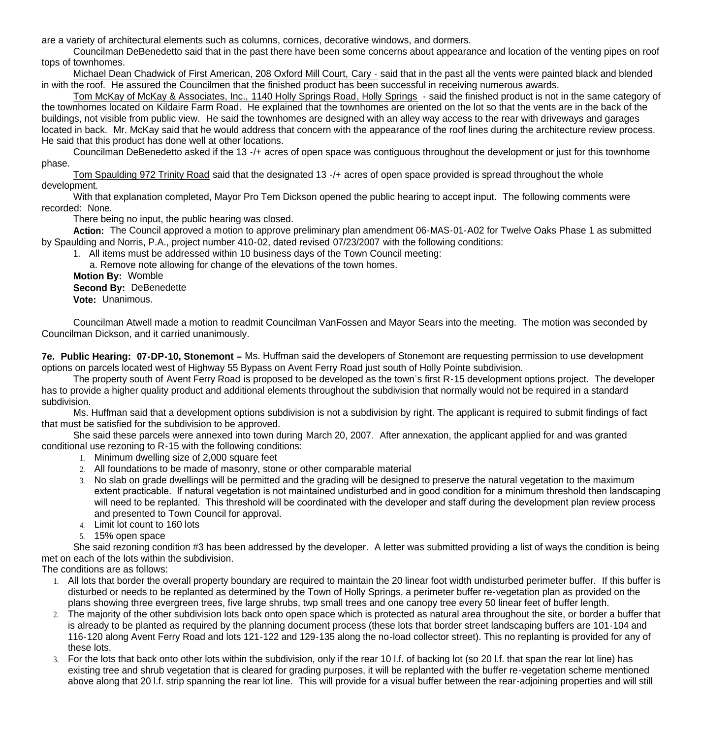are a variety of architectural elements such as columns, cornices, decorative windows, and dormers.

Councilman DeBenedetto said that in the past there have been some concerns about appearance and location of the venting pipes on roof tops of townhomes.

Michael Dean Chadwick of First American, 208 Oxford Mill Court, Cary - said that in the past all the vents were painted black and blended in with the roof. He assured the Councilmen that the finished product has been successful in receiving numerous awards.

Tom McKay of McKay & Associates, Inc., 1140 Holly Springs Road, Holly Springs - said the finished product is not in the same category of the townhomes located on Kildaire Farm Road. He explained that the townhomes are oriented on the lot so that the vents are in the back of the buildings, not visible from public view. He said the townhomes are designed with an alley way access to the rear with driveways and garages located in back. Mr. McKay said that he would address that concern with the appearance of the roof lines during the architecture review process. He said that this product has done well at other locations.

Councilman DeBenedetto asked if the 13 -/+ acres of open space was contiguous throughout the development or just for this townhome phase.

Tom Spaulding 972 Trinity Road said that the designated 13 -/+ acres of open space provided is spread throughout the whole development.

With that explanation completed, Mayor Pro Tem Dickson opened the public hearing to accept input. The following comments were recorded: None.

There being no input, the public hearing was closed.

**Action:** The Council approved a motion to approve preliminary plan amendment 06-MAS-01-A02 for Twelve Oaks Phase 1 as submitted by Spaulding and Norris, P.A., project number 410-02, dated revised 07/23/2007 with the following conditions:

1. All items must be addressed within 10 business days of the Town Council meeting:
   a. Remove note allowing for change of the elevations of the town homes.

**Motion By:** Womble
**Second By:** DeBenedette
**Vote:** Unanimous.

Councilman Atwell made a motion to readmit Councilman VanFossen and Mayor Sears into the meeting. The motion was seconded by Councilman Dickson, and it carried unanimously.

**7e. Public Hearing: 07-DP-10, Stonemont –** Ms. Huffman said the developers of Stonemont are requesting permission to use development options on parcels located west of Highway 55 Bypass on Avent Ferry Road just south of Holly Pointe subdivision.

The property south of Avent Ferry Road is proposed to be developed as the town's first R-15 development options project. The developer has to provide a higher quality product and additional elements throughout the subdivision that normally would not be required in a standard subdivision.

Ms. Huffman said that a development options subdivision is not a subdivision by right. The applicant is required to submit findings of fact that must be satisfied for the subdivision to be approved.

She said these parcels were annexed into town during March 20, 2007. After annexation, the applicant applied for and was granted conditional use rezoning to R-15 with the following conditions:

1. Minimum dwelling size of 2,000 square feet
2. All foundations to be made of masonry, stone or other comparable material
3. No slab on grade dwellings will be permitted and the grading will be designed to preserve the natural vegetation to the maximum extent practicable. If natural vegetation is not maintained undisturbed and in good condition for a minimum threshold then landscaping will need to be replanted. This threshold will be coordinated with the developer and staff during the development plan review process and presented to Town Council for approval.
4. Limit lot count to 160 lots
5. 15% open space

She said rezoning condition #3 has been addressed by the developer. A letter was submitted providing a list of ways the condition is being met on each of the lots within the subdivision.

The conditions are as follows:

1. All lots that border the overall property boundary are required to maintain the 20 linear foot width undisturbed perimeter buffer. If this buffer is disturbed or needs to be replanted as determined by the Town of Holly Springs, a perimeter buffer re-vegetation plan as provided on the plans showing three evergreen trees, five large shrubs, twp small trees and one canopy tree every 50 linear feet of buffer length.
2. The majority of the other subdivision lots back onto open space which is protected as natural area throughout the site, or border a buffer that is already to be planted as required by the planning document process (these lots that border street landscaping buffers are 101-104 and 116-120 along Avent Ferry Road and lots 121-122 and 129-135 along the no-load collector street). This no replanting is provided for any of these lots.
3. For the lots that back onto other lots within the subdivision, only if the rear 10 l.f. of backing lot (so 20 l.f. that span the rear lot line) has existing tree and shrub vegetation that is cleared for grading purposes, it will be replanted with the buffer re-vegetation scheme mentioned above along that 20 l.f. strip spanning the rear lot line. This will provide for a visual buffer between the rear-adjoining properties and will still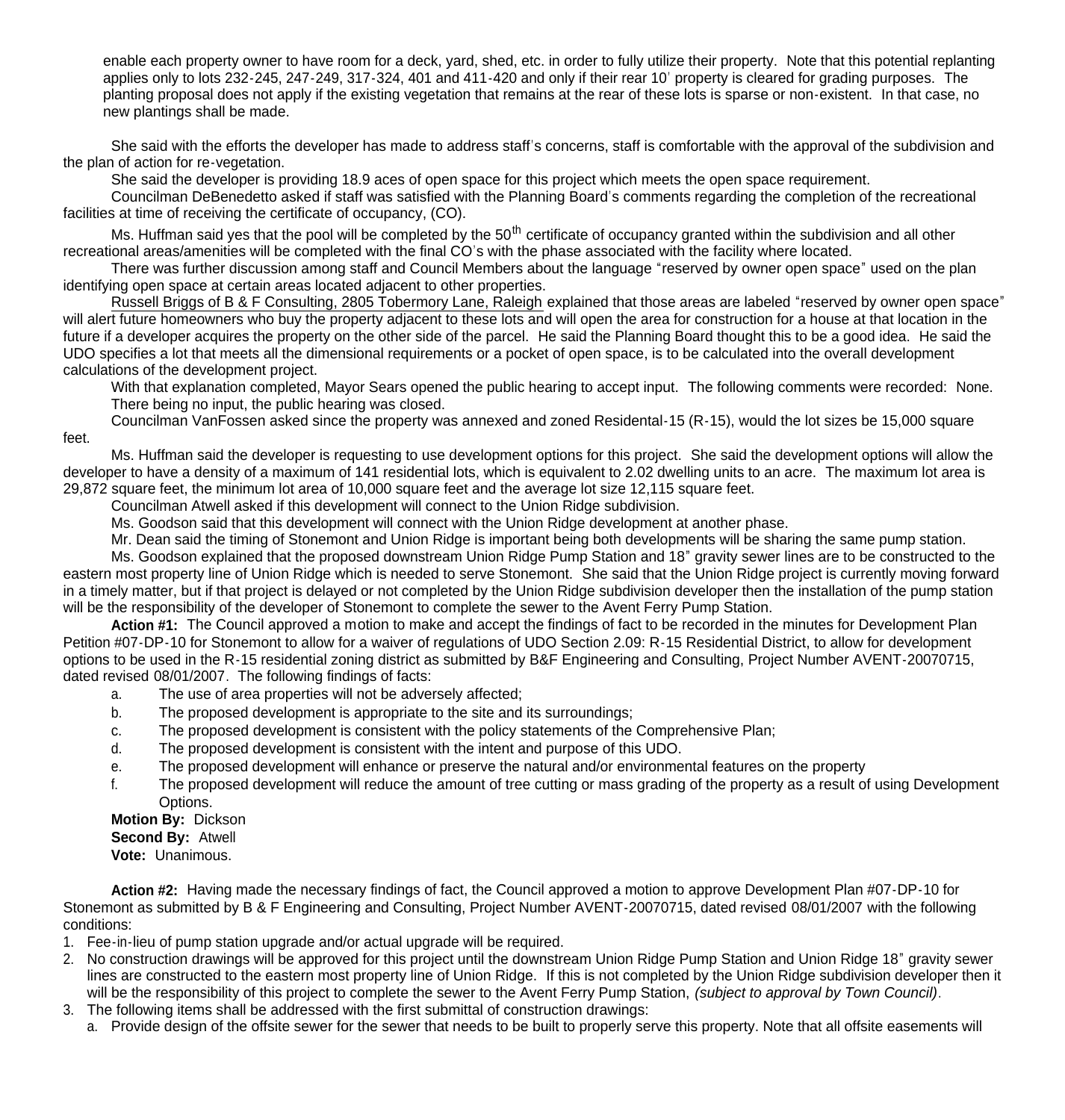enable each property owner to have room for a deck, yard, shed, etc. in order to fully utilize their property. Note that this potential replanting applies only to lots 232-245, 247-249, 317-324, 401 and 411-420 and only if their rear 10' property is cleared for grading purposes. The planting proposal does not apply if the existing vegetation that remains at the rear of these lots is sparse or non-existent. In that case, no new plantings shall be made.

She said with the efforts the developer has made to address staff's concerns, staff is comfortable with the approval of the subdivision and the plan of action for re-vegetation.

She said the developer is providing 18.9 aces of open space for this project which meets the open space requirement.

Councilman DeBenedetto asked if staff was satisfied with the Planning Board's comments regarding the completion of the recreational facilities at time of receiving the certificate of occupancy, (CO).

Ms. Huffman said yes that the pool will be completed by the 50th certificate of occupancy granted within the subdivision and all other recreational areas/amenities will be completed with the final CO's with the phase associated with the facility where located.

There was further discussion among staff and Council Members about the language "reserved by owner open space" used on the plan identifying open space at certain areas located adjacent to other properties.

Russell Briggs of B & F Consulting, 2805 Tobermory Lane, Raleigh explained that those areas are labeled "reserved by owner open space" will alert future homeowners who buy the property adjacent to these lots and will open the area for construction for a house at that location in the future if a developer acquires the property on the other side of the parcel. He said the Planning Board thought this to be a good idea. He said the UDO specifies a lot that meets all the dimensional requirements or a pocket of open space, is to be calculated into the overall development calculations of the development project.

With that explanation completed, Mayor Sears opened the public hearing to accept input. The following comments were recorded: None. There being no input, the public hearing was closed.

Councilman VanFossen asked since the property was annexed and zoned Residental-15 (R-15), would the lot sizes be 15,000 square feet.

Ms. Huffman said the developer is requesting to use development options for this project. She said the development options will allow the developer to have a density of a maximum of 141 residential lots, which is equivalent to 2.02 dwelling units to an acre. The maximum lot area is 29,872 square feet, the minimum lot area of 10,000 square feet and the average lot size 12,115 square feet.

Councilman Atwell asked if this development will connect to the Union Ridge subdivision.

Ms. Goodson said that this development will connect with the Union Ridge development at another phase.

Mr. Dean said the timing of Stonemont and Union Ridge is important being both developments will be sharing the same pump station.

Ms. Goodson explained that the proposed downstream Union Ridge Pump Station and 18" gravity sewer lines are to be constructed to the eastern most property line of Union Ridge which is needed to serve Stonemont. She said that the Union Ridge project is currently moving forward in a timely matter, but if that project is delayed or not completed by the Union Ridge subdivision developer then the installation of the pump station will be the responsibility of the developer of Stonemont to complete the sewer to the Avent Ferry Pump Station.

**Action #1:** The Council approved a motion to make and accept the findings of fact to be recorded in the minutes for Development Plan Petition #07-DP-10 for Stonemont to allow for a waiver of regulations of UDO Section 2.09: R-15 Residential District, to allow for development options to be used in the R-15 residential zoning district as submitted by B&F Engineering and Consulting, Project Number AVENT-20070715, dated revised 08/01/2007. The following findings of facts:

a. The use of area properties will not be adversely affected;
b. The proposed development is appropriate to the site and its surroundings;
c. The proposed development is consistent with the policy statements of the Comprehensive Plan;
d. The proposed development is consistent with the intent and purpose of this UDO.
e. The proposed development will enhance or preserve the natural and/or environmental features on the property
f. The proposed development will reduce the amount of tree cutting or mass grading of the property as a result of using Development Options.

**Motion By:** Dickson
**Second By:** Atwell
**Vote:** Unanimous.

**Action #2:** Having made the necessary findings of fact, the Council approved a motion to approve Development Plan #07-DP-10 for Stonemont as submitted by B & F Engineering and Consulting, Project Number AVENT-20070715, dated revised 08/01/2007 with the following conditions:

1. Fee-in-lieu of pump station upgrade and/or actual upgrade will be required.
2. No construction drawings will be approved for this project until the downstream Union Ridge Pump Station and Union Ridge 18" gravity sewer lines are constructed to the eastern most property line of Union Ridge. If this is not completed by the Union Ridge subdivision developer then it will be the responsibility of this project to complete the sewer to the Avent Ferry Pump Station, *(subject to approval by Town Council)*.
3. The following items shall be addressed with the first submittal of construction drawings:
   a. Provide design of the offsite sewer for the sewer that needs to be built to properly serve this property. Note that all offsite easements will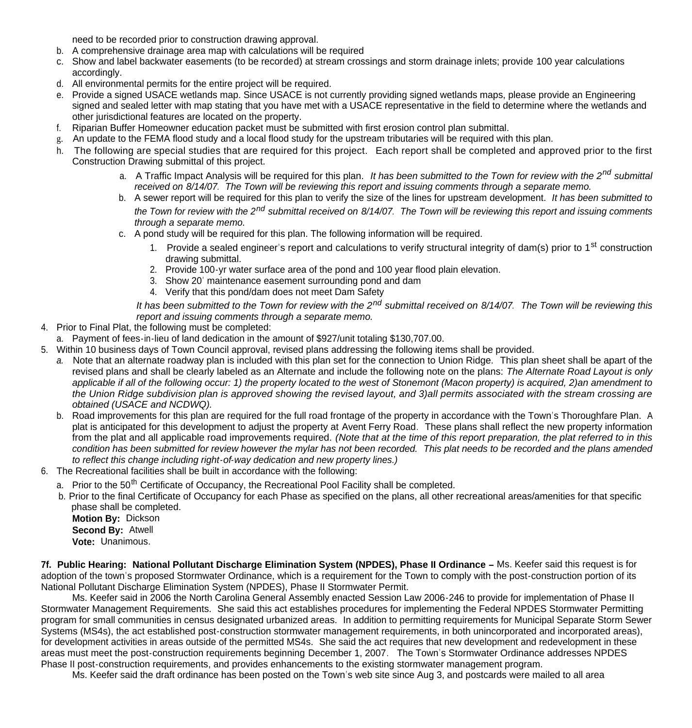need to be recorded prior to construction drawing approval.

b. A comprehensive drainage area map with calculations will be required
c. Show and label backwater easements (to be recorded) at stream crossings and storm drainage inlets; provide 100 year calculations accordingly.
d. All environmental permits for the entire project will be required.
e. Provide a signed USACE wetlands map. Since USACE is not currently providing signed wetlands maps, please provide an Engineering signed and sealed letter with map stating that you have met with a USACE representative in the field to determine where the wetlands and other jurisdictional features are located on the property.
f. Riparian Buffer Homeowner education packet must be submitted with first erosion control plan submittal.
g. An update to the FEMA flood study and a local flood study for the upstream tributaries will be required with this plan.
h. The following are special studies that are required for this project. Each report shall be completed and approved prior to the first Construction Drawing submittal of this project.
   a. A Traffic Impact Analysis will be required for this plan. *It has been submitted to the Town for review with the 2nd submittal received on 8/14/07. The Town will be reviewing this report and issuing comments through a separate memo.*
   b. A sewer report will be required for this plan to verify the size of the lines for upstream development. *It has been submitted to the Town for review with the 2nd submittal received on 8/14/07. The Town will be reviewing this report and issuing comments through a separate memo.*
   c. A pond study will be required for this plan. The following information will be required.
      1. Provide a sealed engineer's report and calculations to verify structural integrity of dam(s) prior to 1st construction drawing submittal.
      2. Provide 100-yr water surface area of the pond and 100 year flood plain elevation.
      3. Show 20' maintenance easement surrounding pond and dam
      4. Verify that this pond/dam does not meet Dam Safety

      *It has been submitted to the Town for review with the 2nd submittal received on 8/14/07. The Town will be reviewing this report and issuing comments through a separate memo.*

4. Prior to Final Plat, the following must be completed:
   a. Payment of fees-in-lieu of land dedication in the amount of $927/unit totaling $130,707.00.
5. Within 10 business days of Town Council approval, revised plans addressing the following items shall be provided.
   a. Note that an alternate roadway plan is included with this plan set for the connection to Union Ridge. This plan sheet shall be apart of the revised plans and shall be clearly labeled as an Alternate and include the following note on the plans: *The Alternate Road Layout is only applicable if all of the following occur: 1) the property located to the west of Stonemont (Macon property) is acquired, 2)an amendment to the Union Ridge subdivision plan is approved showing the revised layout, and 3)all permits associated with the stream crossing are obtained (USACE and NCDWQ).*
   b. Road improvements for this plan are required for the full road frontage of the property in accordance with the Town's Thoroughfare Plan. A plat is anticipated for this development to adjust the property at Avent Ferry Road. These plans shall reflect the new property information from the plat and all applicable road improvements required. *(Note that at the time of this report preparation, the plat referred to in this condition has been submitted for review however the mylar has not been recorded. This plat needs to be recorded and the plans amended to reflect this change including right-of-way dedication and new property lines.)*
6. The Recreational facilities shall be built in accordance with the following:
   a. Prior to the 50th Certificate of Occupancy, the Recreational Pool Facility shall be completed.
   b. Prior to the final Certificate of Occupancy for each Phase as specified on the plans, all other recreational areas/amenities for that specific phase shall be completed.

**Motion By:** Dickson
**Second By:** Atwell
**Vote:** Unanimous.

**7f. Public Hearing: National Pollutant Discharge Elimination System (NPDES), Phase II Ordinance –** Ms. Keefer said this request is for adoption of the town's proposed Stormwater Ordinance, which is a requirement for the Town to comply with the post-construction portion of its National Pollutant Discharge Elimination System (NPDES), Phase II Stormwater Permit.

Ms. Keefer said in 2006 the North Carolina General Assembly enacted Session Law 2006-246 to provide for implementation of Phase II Stormwater Management Requirements. She said this act establishes procedures for implementing the Federal NPDES Stormwater Permitting program for small communities in census designated urbanized areas. In addition to permitting requirements for Municipal Separate Storm Sewer Systems (MS4s), the act established post-construction stormwater management requirements, in both unincorporated and incorporated areas), for development activities in areas outside of the permitted MS4s. She said the act requires that new development and redevelopment in these areas must meet the post-construction requirements beginning December 1, 2007. The Town's Stormwater Ordinance addresses NPDES Phase II post-construction requirements, and provides enhancements to the existing stormwater management program.

Ms. Keefer said the draft ordinance has been posted on the Town's web site since Aug 3, and postcards were mailed to all area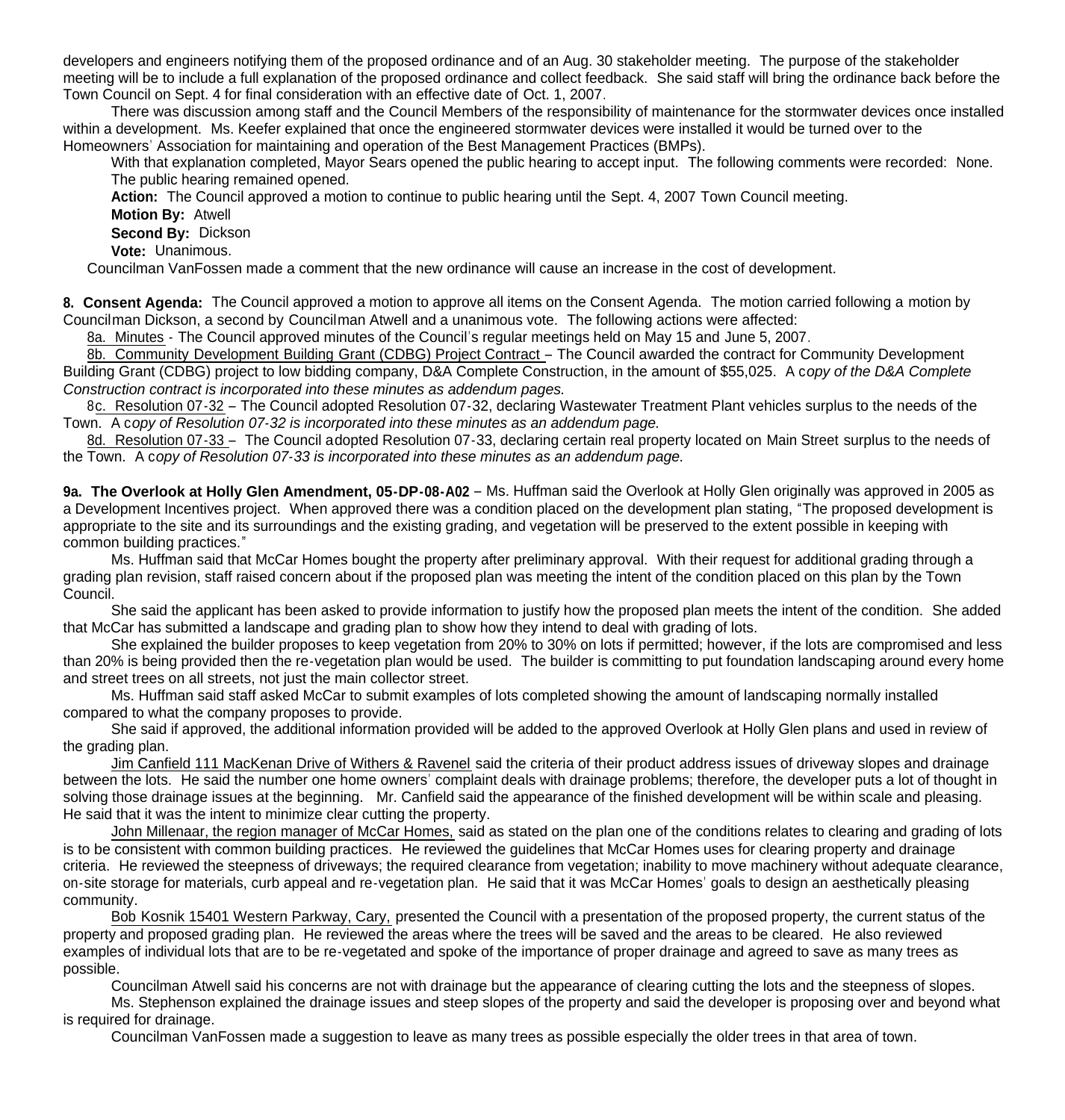developers and engineers notifying them of the proposed ordinance and of an Aug. 30 stakeholder meeting. The purpose of the stakeholder meeting will be to include a full explanation of the proposed ordinance and collect feedback. She said staff will bring the ordinance back before the Town Council on Sept. 4 for final consideration with an effective date of Oct. 1, 2007.

There was discussion among staff and the Council Members of the responsibility of maintenance for the stormwater devices once installed within a development. Ms. Keefer explained that once the engineered stormwater devices were installed it would be turned over to the Homeowners' Association for maintaining and operation of the Best Management Practices (BMPs).

With that explanation completed, Mayor Sears opened the public hearing to accept input. The following comments were recorded: None. The public hearing remained opened.

**Action:** The Council approved a motion to continue to public hearing until the Sept. 4, 2007 Town Council meeting.

**Motion By:** Atwell

**Second By:** Dickson

**Vote:** Unanimous.

Councilman VanFossen made a comment that the new ordinance will cause an increase in the cost of development.

**8. Consent Agenda:** The Council approved a motion to approve all items on the Consent Agenda. The motion carried following a motion by Councilman Dickson, a second by Councilman Atwell and a unanimous vote. The following actions were affected:

8a. Minutes - The Council approved minutes of the Council's regular meetings held on May 15 and June 5, 2007.

8b. Community Development Building Grant (CDBG) Project Contract – The Council awarded the contract for Community Development Building Grant (CDBG) project to low bidding company, D&A Complete Construction, in the amount of $55,025. A c*opy of the D&A Complete Construction contract is incorporated into these minutes as addendum pages.*

8c. Resolution 07-32 – The Council adopted Resolution 07-32, declaring Wastewater Treatment Plant vehicles surplus to the needs of the Town. A c*opy of Resolution 07-32 is incorporated into these minutes as an addendum page.*

8d. Resolution 07-33 – The Council adopted Resolution 07-33, declaring certain real property located on Main Street surplus to the needs of the Town. A c*opy of Resolution 07-33 is incorporated into these minutes as an addendum page.*

**9a. The Overlook at Holly Glen Amendment, 05-DP-08-A02** – Ms. Huffman said the Overlook at Holly Glen originally was approved in 2005 as a Development Incentives project. When approved there was a condition placed on the development plan stating, "The proposed development is appropriate to the site and its surroundings and the existing grading, and vegetation will be preserved to the extent possible in keeping with common building practices."

Ms. Huffman said that McCar Homes bought the property after preliminary approval. With their request for additional grading through a grading plan revision, staff raised concern about if the proposed plan was meeting the intent of the condition placed on this plan by the Town Council.

She said the applicant has been asked to provide information to justify how the proposed plan meets the intent of the condition. She added that McCar has submitted a landscape and grading plan to show how they intend to deal with grading of lots.

She explained the builder proposes to keep vegetation from 20% to 30% on lots if permitted; however, if the lots are compromised and less than 20% is being provided then the re-vegetation plan would be used. The builder is committing to put foundation landscaping around every home and street trees on all streets, not just the main collector street.

Ms. Huffman said staff asked McCar to submit examples of lots completed showing the amount of landscaping normally installed compared to what the company proposes to provide.

She said if approved, the additional information provided will be added to the approved Overlook at Holly Glen plans and used in review of the grading plan.

Jim Canfield 111 MacKenan Drive of Withers & Ravenel said the criteria of their product address issues of driveway slopes and drainage between the lots. He said the number one home owners' complaint deals with drainage problems; therefore, the developer puts a lot of thought in solving those drainage issues at the beginning. Mr. Canfield said the appearance of the finished development will be within scale and pleasing. He said that it was the intent to minimize clear cutting the property.

John Millenaar, the region manager of McCar Homes, said as stated on the plan one of the conditions relates to clearing and grading of lots is to be consistent with common building practices. He reviewed the guidelines that McCar Homes uses for clearing property and drainage criteria. He reviewed the steepness of driveways; the required clearance from vegetation; inability to move machinery without adequate clearance, on-site storage for materials, curb appeal and re-vegetation plan. He said that it was McCar Homes' goals to design an aesthetically pleasing community.

Bob Kosnik 15401 Western Parkway, Cary, presented the Council with a presentation of the proposed property, the current status of the property and proposed grading plan. He reviewed the areas where the trees will be saved and the areas to be cleared. He also reviewed examples of individual lots that are to be re-vegetated and spoke of the importance of proper drainage and agreed to save as many trees as possible.

Councilman Atwell said his concerns are not with drainage but the appearance of clearing cutting the lots and the steepness of slopes.

Ms. Stephenson explained the drainage issues and steep slopes of the property and said the developer is proposing over and beyond what is required for drainage.

Councilman VanFossen made a suggestion to leave as many trees as possible especially the older trees in that area of town.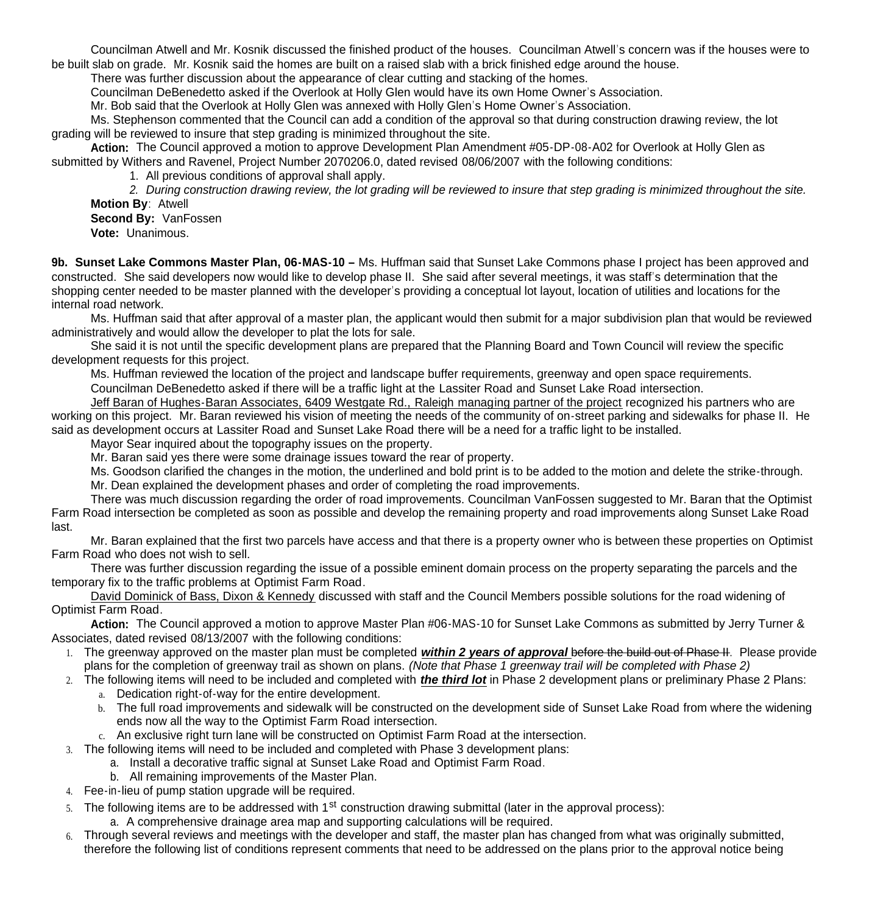Councilman Atwell and Mr. Kosnik discussed the finished product of the houses. Councilman Atwell's concern was if the houses were to be built slab on grade. Mr. Kosnik said the homes are built on a raised slab with a brick finished edge around the house.

There was further discussion about the appearance of clear cutting and stacking of the homes.

Councilman DeBenedetto asked if the Overlook at Holly Glen would have its own Home Owner's Association.

Mr. Bob said that the Overlook at Holly Glen was annexed with Holly Glen's Home Owner's Association.

Ms. Stephenson commented that the Council can add a condition of the approval so that during construction drawing review, the lot grading will be reviewed to insure that step grading is minimized throughout the site.

**Action:** The Council approved a motion to approve Development Plan Amendment #05-DP-08-A02 for Overlook at Holly Glen as submitted by Withers and Ravenel, Project Number 2070206.0, dated revised 08/06/2007 with the following conditions:

1. All previous conditions of approval shall apply.
2. *During construction drawing review, the lot grading will be reviewed to insure that step grading is minimized throughout the site.*

**Motion By**: Atwell
**Second By:** VanFossen
**Vote:** Unanimous.

**9b. Sunset Lake Commons Master Plan, 06-MAS-10 –** Ms. Huffman said that Sunset Lake Commons phase I project has been approved and constructed. She said developers now would like to develop phase II. She said after several meetings, it was staff's determination that the shopping center needed to be master planned with the developer's providing a conceptual lot layout, location of utilities and locations for the internal road network.

Ms. Huffman said that after approval of a master plan, the applicant would then submit for a major subdivision plan that would be reviewed administratively and would allow the developer to plat the lots for sale.

She said it is not until the specific development plans are prepared that the Planning Board and Town Council will review the specific development requests for this project.

Ms. Huffman reviewed the location of the project and landscape buffer requirements, greenway and open space requirements.

Councilman DeBenedetto asked if there will be a traffic light at the Lassiter Road and Sunset Lake Road intersection.

<u>Jeff Baran of Hughes-Baran Associates, 6409 Westgate Rd., Raleigh managing partner of the project</u> recognized his partners who are working on this project. Mr. Baran reviewed his vision of meeting the needs of the community of on-street parking and sidewalks for phase II. He said as development occurs at Lassiter Road and Sunset Lake Road there will be a need for a traffic light to be installed.

Mayor Sear inquired about the topography issues on the property.

Mr. Baran said yes there were some drainage issues toward the rear of property.

Ms. Goodson clarified the changes in the motion, the underlined and bold print is to be added to the motion and delete the strike-through.

Mr. Dean explained the development phases and order of completing the road improvements.

There was much discussion regarding the order of road improvements. Councilman VanFossen suggested to Mr. Baran that the Optimist Farm Road intersection be completed as soon as possible and develop the remaining property and road improvements along Sunset Lake Road last.

Mr. Baran explained that the first two parcels have access and that there is a property owner who is between these properties on Optimist Farm Road who does not wish to sell.

There was further discussion regarding the issue of a possible eminent domain process on the property separating the parcels and the temporary fix to the traffic problems at Optimist Farm Road.

<u>David Dominick of Bass, Dixon & Kennedy</u> discussed with staff and the Council Members possible solutions for the road widening of Optimist Farm Road.

**Action:** The Council approved a motion to approve Master Plan #06-MAS-10 for Sunset Lake Commons as submitted by Jerry Turner & Associates, dated revised 08/13/2007 with the following conditions:

1. The greenway approved on the master plan must be completed <u>***within 2 years of approval***</u> ~~before the build out of Phase II~~. Please provide plans for the completion of greenway trail as shown on plans. *(Note that Phase 1 greenway trail will be completed with Phase 2)*
2. The following items will need to be included and completed with <u>***the third lot***</u> in Phase 2 development plans or preliminary Phase 2 Plans:
   a. Dedication right-of-way for the entire development.
   b. The full road improvements and sidewalk will be constructed on the development side of Sunset Lake Road from where the widening ends now all the way to the Optimist Farm Road intersection.
   c. An exclusive right turn lane will be constructed on Optimist Farm Road at the intersection.
3. The following items will need to be included and completed with Phase 3 development plans:
   a. Install a decorative traffic signal at Sunset Lake Road and Optimist Farm Road.
   b. All remaining improvements of the Master Plan.
4. Fee-in-lieu of pump station upgrade will be required.
5. The following items are to be addressed with 1st construction drawing submittal (later in the approval process):
   a. A comprehensive drainage area map and supporting calculations will be required.
6. Through several reviews and meetings with the developer and staff, the master plan has changed from what was originally submitted, therefore the following list of conditions represent comments that need to be addressed on the plans prior to the approval notice being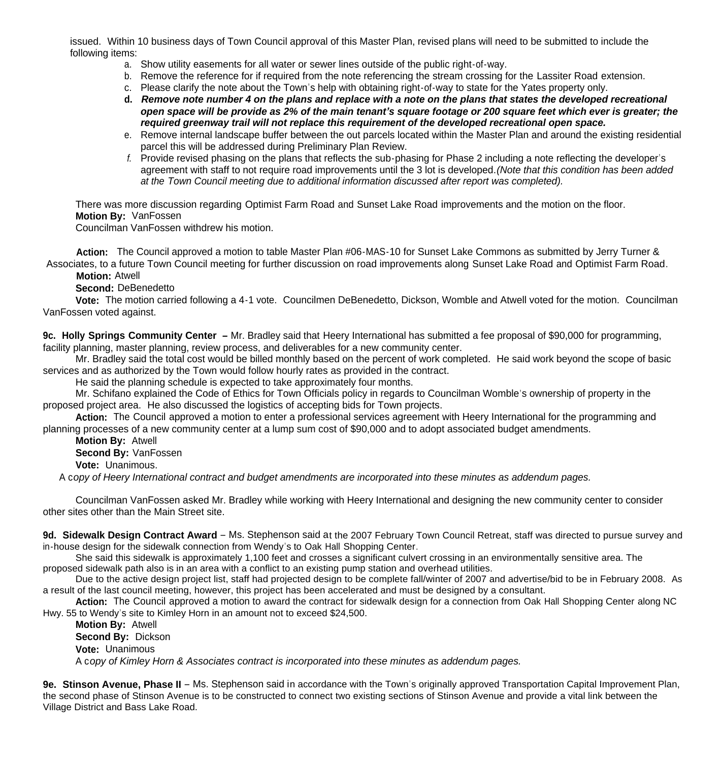issued. Within 10 business days of Town Council approval of this Master Plan, revised plans will need to be submitted to include the following items:

a. Show utility easements for all water or sewer lines outside of the public right-of-way.
b. Remove the reference for if required from the note referencing the stream crossing for the Lassiter Road extension.
c. Please clarify the note about the Town's help with obtaining right-of-way to state for the Yates property only.
d. ***Remove note number 4 on the plans and replace with a note on the plans that states the developed recreational open space will be provide as 2% of the main tenant's square footage or 200 square feet which ever is greater; the required greenway trail will not replace this requirement of the developed recreational open space.***
e. Remove internal landscape buffer between the out parcels located within the Master Plan and around the existing residential parcel this will be addressed during Preliminary Plan Review.
f. Provide revised phasing on the plans that reflects the sub-phasing for Phase 2 including a note reflecting the developer's agreement with staff to not require road improvements until the 3 lot is developed.*(Note that this condition has been added at the Town Council meeting due to additional information discussed after report was completed).*

There was more discussion regarding Optimist Farm Road and Sunset Lake Road improvements and the motion on the floor.

**Motion By:** VanFossen

Councilman VanFossen withdrew his motion.

**Action:** The Council approved a motion to table Master Plan #06-MAS-10 for Sunset Lake Commons as submitted by Jerry Turner & Associates, to a future Town Council meeting for further discussion on road improvements along Sunset Lake Road and Optimist Farm Road.

**Motion:** Atwell

**Second:** DeBenedetto

**Vote:** The motion carried following a 4-1 vote. Councilmen DeBenedetto, Dickson, Womble and Atwell voted for the motion. Councilman VanFossen voted against.

**9c. Holly Springs Community Center –** Mr. Bradley said that Heery International has submitted a fee proposal of $90,000 for programming, facility planning, master planning, review process, and deliverables for a new community center.

Mr. Bradley said the total cost would be billed monthly based on the percent of work completed. He said work beyond the scope of basic services and as authorized by the Town would follow hourly rates as provided in the contract.

He said the planning schedule is expected to take approximately four months.

Mr. Schifano explained the Code of Ethics for Town Officials policy in regards to Councilman Womble's ownership of property in the proposed project area. He also discussed the logistics of accepting bids for Town projects.

**Action:** The Council approved a motion to enter a professional services agreement with Heery International for the programming and planning processes of a new community center at a lump sum cost of $90,000 and to adopt associated budget amendments.

**Motion By:** Atwell

**Second By:** VanFossen

**Vote:** Unanimous.

A c*opy of Heery International contract and budget amendments are incorporated into these minutes as addendum pages.*

Councilman VanFossen asked Mr. Bradley while working with Heery International and designing the new community center to consider other sites other than the Main Street site.

**9d. Sidewalk Design Contract Award** – Ms. Stephenson said at the 2007 February Town Council Retreat, staff was directed to pursue survey and in-house design for the sidewalk connection from Wendy's to Oak Hall Shopping Center.

She said this sidewalk is approximately 1,100 feet and crosses a significant culvert crossing in an environmentally sensitive area. The proposed sidewalk path also is in an area with a conflict to an existing pump station and overhead utilities.

Due to the active design project list, staff had projected design to be complete fall/winter of 2007 and advertise/bid to be in February 2008. As a result of the last council meeting, however, this project has been accelerated and must be designed by a consultant.

**Action:** The Council approved a motion to award the contract for sidewalk design for a connection from Oak Hall Shopping Center along NC Hwy. 55 to Wendy's site to Kimley Horn in an amount not to exceed $24,500.

**Motion By:** Atwell

**Second By:** Dickson

**Vote:** Unanimous

A c*opy of Kimley Horn & Associates contract is incorporated into these minutes as addendum pages.*

**9e. Stinson Avenue, Phase II** – Ms. Stephenson said in accordance with the Town's originally approved Transportation Capital Improvement Plan, the second phase of Stinson Avenue is to be constructed to connect two existing sections of Stinson Avenue and provide a vital link between the Village District and Bass Lake Road.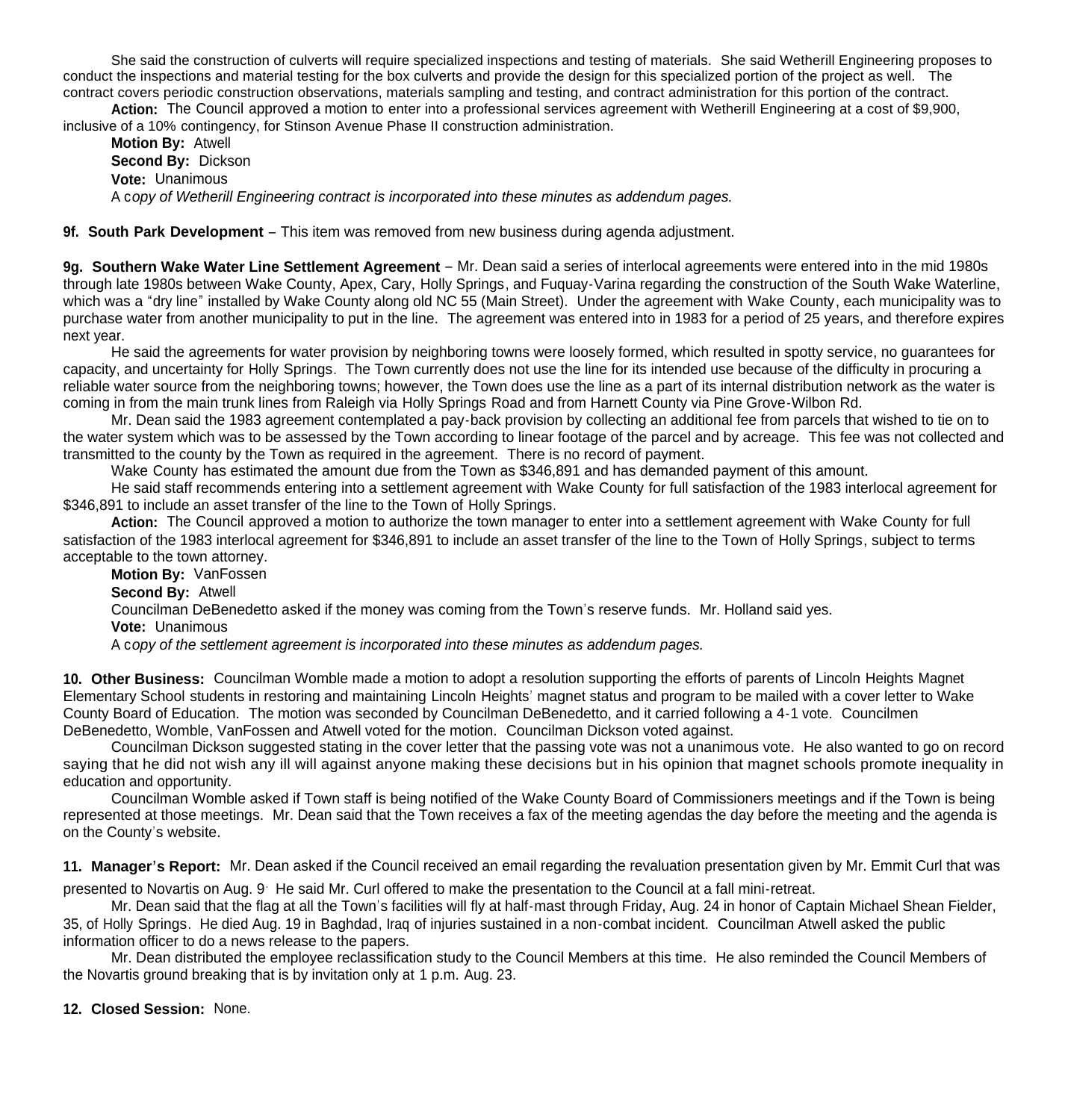She said the construction of culverts will require specialized inspections and testing of materials. She said Wetherill Engineering proposes to conduct the inspections and material testing for the box culverts and provide the design for this specialized portion of the project as well. The contract covers periodic construction observations, materials sampling and testing, and contract administration for this portion of the contract.

**Action:** The Council approved a motion to enter into a professional services agreement with Wetherill Engineering at a cost of $9,900, inclusive of a 10% contingency, for Stinson Avenue Phase II construction administration.

**Motion By:** Atwell
**Second By:** Dickson
**Vote:** Unanimous
A c*opy of Wetherill Engineering contract is incorporated into these minutes as addendum pages.*

**9f. South Park Development** – This item was removed from new business during agenda adjustment.

**9g. Southern Wake Water Line Settlement Agreement** – Mr. Dean said a series of interlocal agreements were entered into in the mid 1980s through late 1980s between Wake County, Apex, Cary, Holly Springs, and Fuquay-Varina regarding the construction of the South Wake Waterline, which was a "dry line" installed by Wake County along old NC 55 (Main Street). Under the agreement with Wake County, each municipality was to purchase water from another municipality to put in the line. The agreement was entered into in 1983 for a period of 25 years, and therefore expires next year.

He said the agreements for water provision by neighboring towns were loosely formed, which resulted in spotty service, no guarantees for capacity, and uncertainty for Holly Springs. The Town currently does not use the line for its intended use because of the difficulty in procuring a reliable water source from the neighboring towns; however, the Town does use the line as a part of its internal distribution network as the water is coming in from the main trunk lines from Raleigh via Holly Springs Road and from Harnett County via Pine Grove-Wilbon Rd.

Mr. Dean said the 1983 agreement contemplated a pay-back provision by collecting an additional fee from parcels that wished to tie on to the water system which was to be assessed by the Town according to linear footage of the parcel and by acreage. This fee was not collected and transmitted to the county by the Town as required in the agreement. There is no record of payment.

Wake County has estimated the amount due from the Town as $346,891 and has demanded payment of this amount.

He said staff recommends entering into a settlement agreement with Wake County for full satisfaction of the 1983 interlocal agreement for $346,891 to include an asset transfer of the line to the Town of Holly Springs.

**Action:** The Council approved a motion to authorize the town manager to enter into a settlement agreement with Wake County for full satisfaction of the 1983 interlocal agreement for $346,891 to include an asset transfer of the line to the Town of Holly Springs, subject to terms acceptable to the town attorney.

**Motion By:** VanFossen
**Second By:** Atwell
Councilman DeBenedetto asked if the money was coming from the Town's reserve funds. Mr. Holland said yes.
**Vote:** Unanimous
A c*opy of the settlement agreement is incorporated into these minutes as addendum pages.*

**10. Other Business:** Councilman Womble made a motion to adopt a resolution supporting the efforts of parents of Lincoln Heights Magnet Elementary School students in restoring and maintaining Lincoln Heights' magnet status and program to be mailed with a cover letter to Wake County Board of Education. The motion was seconded by Councilman DeBenedetto, and it carried following a 4-1 vote. Councilmen DeBenedetto, Womble, VanFossen and Atwell voted for the motion. Councilman Dickson voted against.

Councilman Dickson suggested stating in the cover letter that the passing vote was not a unanimous vote. He also wanted to go on record saying that he did not wish any ill will against anyone making these decisions but in his opinion that magnet schools promote inequality in education and opportunity.

Councilman Womble asked if Town staff is being notified of the Wake County Board of Commissioners meetings and if the Town is being represented at those meetings. Mr. Dean said that the Town receives a fax of the meeting agendas the day before the meeting and the agenda is on the County's website.

**11. Manager's Report:** Mr. Dean asked if the Council received an email regarding the revaluation presentation given by Mr. Emmit Curl that was presented to Novartis on Aug. 9. He said Mr. Curl offered to make the presentation to the Council at a fall mini-retreat.

Mr. Dean said that the flag at all the Town's facilities will fly at half-mast through Friday, Aug. 24 in honor of Captain Michael Shean Fielder, 35, of Holly Springs. He died Aug. 19 in Baghdad, Iraq of injuries sustained in a non-combat incident. Councilman Atwell asked the public information officer to do a news release to the papers.

Mr. Dean distributed the employee reclassification study to the Council Members at this time. He also reminded the Council Members of the Novartis ground breaking that is by invitation only at 1 p.m. Aug. 23.

**12. Closed Session:** None.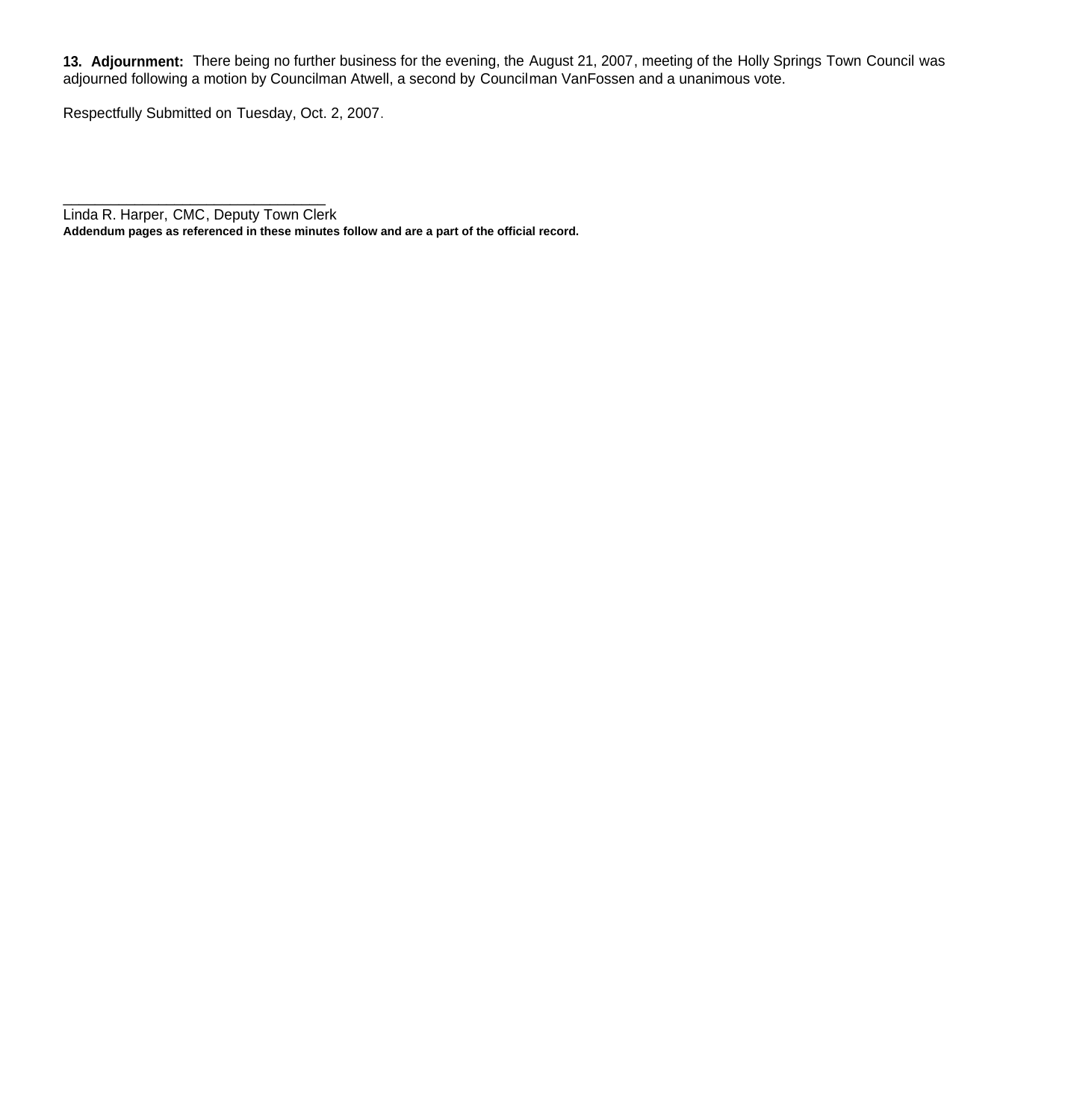**13. Adjournment:** There being no further business for the evening, the August 21, 2007, meeting of the Holly Springs Town Council was adjourned following a motion by Councilman Atwell, a second by Councilman VanFossen and a unanimous vote.

Respectfully Submitted on Tuesday, Oct. 2, 2007.

\_\_\_\_\_\_\_\_\_\_\_\_\_\_\_\_\_\_\_\_\_\_\_\_\_\_\_\_\_\_\_\_

Linda R. Harper, CMC, Deputy Town Clerk

**Addendum pages as referenced in these minutes follow and are a part of the official record.**